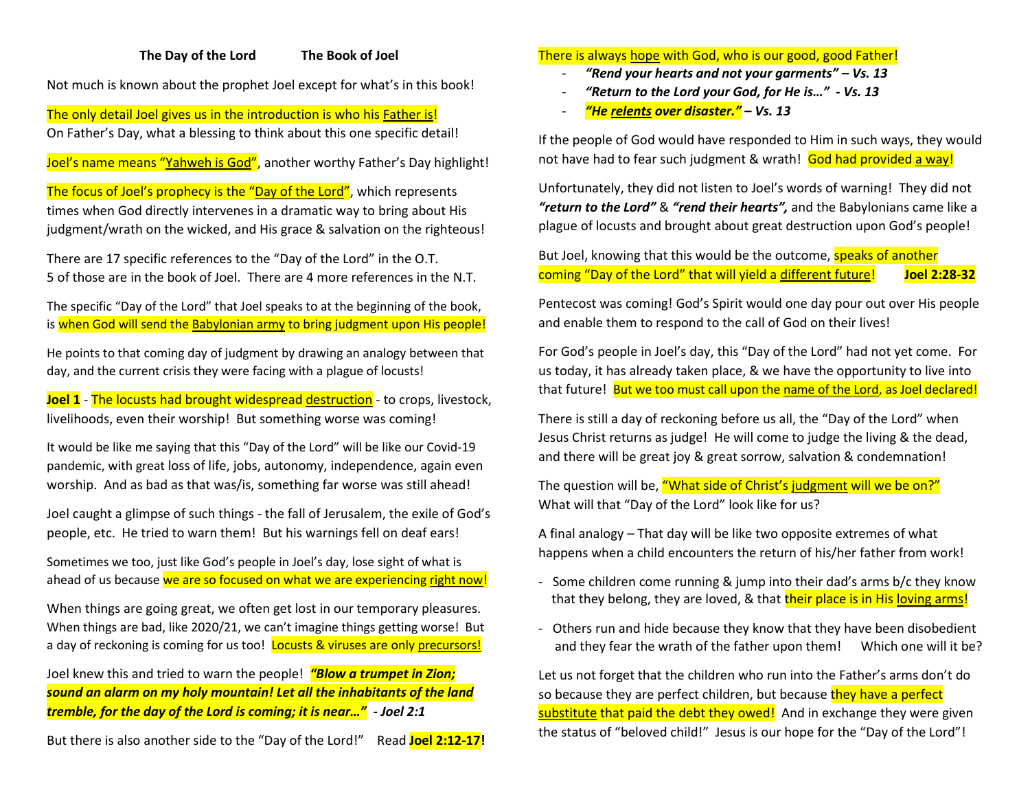**The Day of the Lord The Book of Joel**

Not much is known about the prophet Joel except for what's in this book!

The only detail Joel gives us in the introduction is who his Father is!
On Father's Day, what a blessing to think about this one specific detail!

Joel's name means "Yahweh is God", another worthy Father's Day highlight!

The focus of Joel's prophecy is the "Day of the Lord", which represents times when God directly intervenes in a dramatic way to bring about His judgment/wrath on the wicked, and His grace & salvation on the righteous!

There are 17 specific references to the "Day of the Lord" in the O.T.
5 of those are in the book of Joel. There are 4 more references in the N.T.

The specific "Day of the Lord" that Joel speaks to at the beginning of the book, is when God will send the Babylonian army to bring judgment upon His people!

He points to that coming day of judgment by drawing an analogy between that day, and the current crisis they were facing with a plague of locusts!

**Joel 1** - The locusts had brought widespread destruction - to crops, livestock, livelihoods, even their worship! But something worse was coming!

It would be like me saying that this "Day of the Lord" will be like our Covid-19 pandemic, with great loss of life, jobs, autonomy, independence, again even worship. And as bad as that was/is, something far worse was still ahead!

Joel caught a glimpse of such things - the fall of Jerusalem, the exile of God's people, etc. He tried to warn them! But his warnings fell on deaf ears!

Sometimes we too, just like God's people in Joel's day, lose sight of what is ahead of us because we are so focused on what we are experiencing right now!

When things are going great, we often get lost in our temporary pleasures. When things are bad, like 2020/21, we can't imagine things getting worse! But a day of reckoning is coming for us too! Locusts & viruses are only precursors!

Joel knew this and tried to warn the people! ***"Blow a trumpet in Zion; sound an alarm on my holy mountain! Let all the inhabitants of the land tremble, for the day of the Lord is coming; it is near…" - Joel 2:1***

But there is also another side to the "Day of the Lord!" Read **Joel 2:12-17!**

There is always hope with God, who is our good, good Father!

- ***"Rend your hearts and not your garments" – Vs. 13***
- ***"Return to the Lord your God, for He is…" - Vs. 13***
- ***"He relents over disaster." – Vs. 13***

If the people of God would have responded to Him in such ways, they would not have had to fear such judgment & wrath! God had provided a way!

Unfortunately, they did not listen to Joel's words of warning! They did not ***"return to the Lord"*** & ***"rend their hearts",*** and the Babylonians came like a plague of locusts and brought about great destruction upon God's people!

But Joel, knowing that this would be the outcome, speaks of another coming "Day of the Lord" that will yield a different future! **Joel 2:28-32**

Pentecost was coming! God's Spirit would one day pour out over His people and enable them to respond to the call of God on their lives!

For God's people in Joel's day, this "Day of the Lord" had not yet come. For us today, it has already taken place, & we have the opportunity to live into that future! But we too must call upon the name of the Lord, as Joel declared!

There is still a day of reckoning before us all, the "Day of the Lord" when Jesus Christ returns as judge! He will come to judge the living & the dead, and there will be great joy & great sorrow, salvation & condemnation!

The question will be, "What side of Christ's judgment will we be on?"
What will that "Day of the Lord" look like for us?

A final analogy – That day will be like two opposite extremes of what happens when a child encounters the return of his/her father from work!

- Some children come running & jump into their dad's arms b/c they know that they belong, they are loved, & that their place is in His loving arms!
- Others run and hide because they know that they have been disobedient and they fear the wrath of the father upon them! Which one will it be?

Let us not forget that the children who run into the Father's arms don't do so because they are perfect children, but because they have a perfect substitute that paid the debt they owed! And in exchange they were given the status of "beloved child!" Jesus is our hope for the "Day of the Lord"!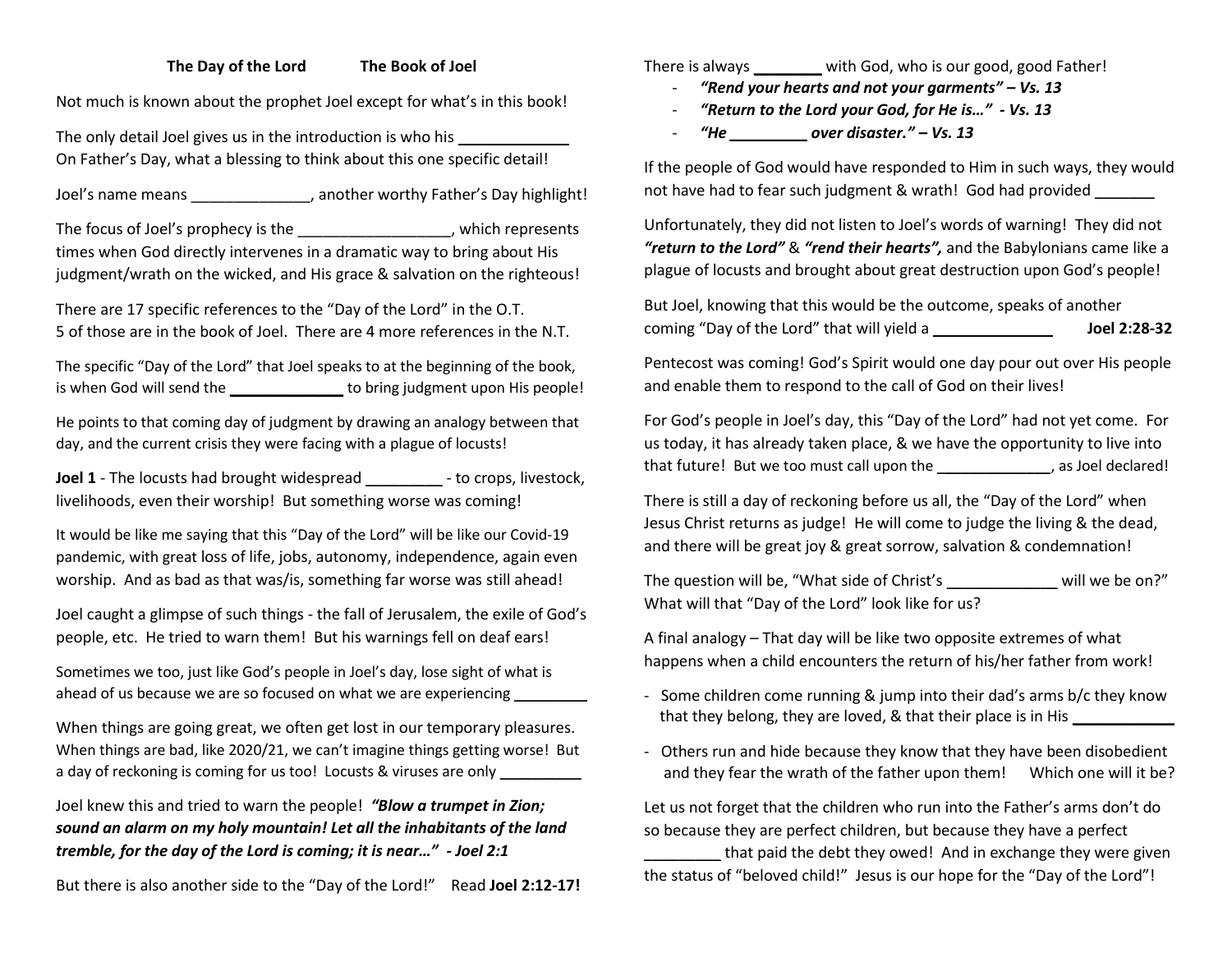**The Day of the Lord** **The Book of Joel**

Not much is known about the prophet Joel except for what's in this book!

The only detail Joel gives us in the introduction is who his ____________
On Father's Day, what a blessing to think about this one specific detail!

Joel's name means ______________, another worthy Father's Day highlight!

The focus of Joel's prophecy is the __________________, which represents times when God directly intervenes in a dramatic way to bring about His judgment/wrath on the wicked, and His grace & salvation on the righteous!

There are 17 specific references to the "Day of the Lord" in the O.T.
5 of those are in the book of Joel. There are 4 more references in the N.T.

The specific "Day of the Lord" that Joel speaks to at the beginning of the book, is when God will send the _____________ to bring judgment upon His people!

He points to that coming day of judgment by drawing an analogy between that day, and the current crisis they were facing with a plague of locusts!

**Joel 1** - The locusts had brought widespread _________ - to crops, livestock, livelihoods, even their worship! But something worse was coming!

It would be like me saying that this "Day of the Lord" will be like our Covid-19 pandemic, with great loss of life, jobs, autonomy, independence, again even worship. And as bad as that was/is, something far worse was still ahead!

Joel caught a glimpse of such things - the fall of Jerusalem, the exile of God's people, etc. He tried to warn them! But his warnings fell on deaf ears!

Sometimes we too, just like God's people in Joel's day, lose sight of what is ahead of us because we are so focused on what we are experiencing _________

When things are going great, we often get lost in our temporary pleasures. When things are bad, like 2020/21, we can't imagine things getting worse! But a day of reckoning is coming for us too! Locusts & viruses are only __________

Joel knew this and tried to warn the people! ***"Blow a trumpet in Zion; sound an alarm on my holy mountain! Let all the inhabitants of the land tremble, for the day of the Lord is coming; it is near…" - Joel 2:1***

But there is also another side to the "Day of the Lord!" Read **Joel 2:12-17!**

There is always ________ with God, who is our good, good Father!

- ***"Rend your hearts and not your garments" – Vs. 13***
- ***"Return to the Lord your God, for He is…" - Vs. 13***
- ***"He _________ over disaster." – Vs. 13***

If the people of God would have responded to Him in such ways, they would not have had to fear such judgment & wrath! God had provided _______

Unfortunately, they did not listen to Joel's words of warning! They did not ***"return to the Lord"*** & ***"rend their hearts",*** and the Babylonians came like a plague of locusts and brought about great destruction upon God's people!

But Joel, knowing that this would be the outcome, speaks of another coming "Day of the Lord" that will yield a ______________ **Joel 2:28-32**

Pentecost was coming! God's Spirit would one day pour out over His people and enable them to respond to the call of God on their lives!

For God's people in Joel's day, this "Day of the Lord" had not yet come. For us today, it has already taken place, & we have the opportunity to live into that future! But we too must call upon the _____________, as Joel declared!

There is still a day of reckoning before us all, the "Day of the Lord" when Jesus Christ returns as judge! He will come to judge the living & the dead, and there will be great joy & great sorrow, salvation & condemnation!

The question will be, "What side of Christ's _____________ will we be on?" What will that "Day of the Lord" look like for us?

A final analogy – That day will be like two opposite extremes of what happens when a child encounters the return of his/her father from work!

- Some children come running & jump into their dad's arms b/c they know that they belong, they are loved, & that their place is in His ____________
- Others run and hide because they know that they have been disobedient and they fear the wrath of the father upon them! Which one will it be?

Let us not forget that the children who run into the Father's arms don't do so because they are perfect children, but because they have a perfect _________ that paid the debt they owed! And in exchange they were given the status of "beloved child!" Jesus is our hope for the "Day of the Lord"!